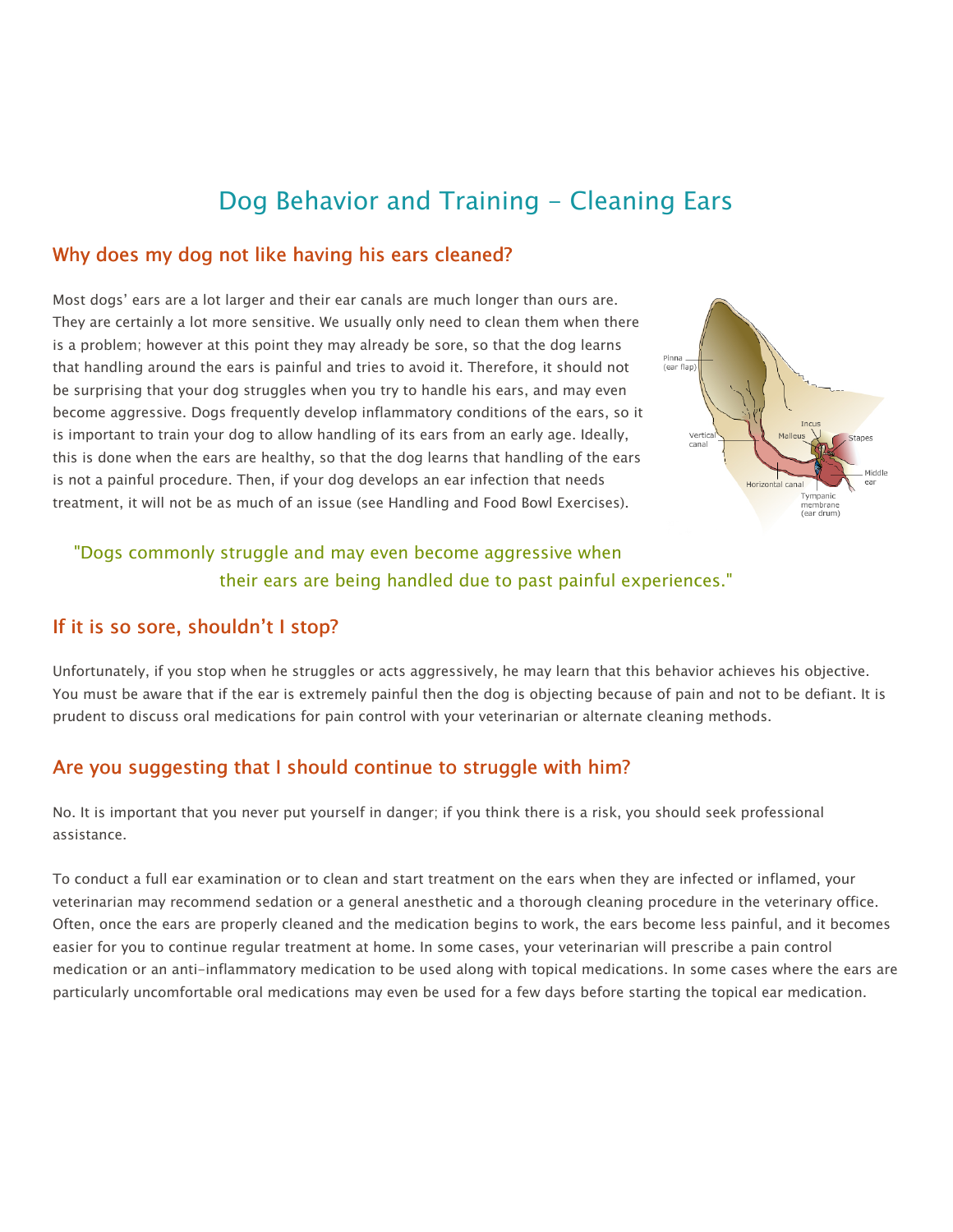# Dog Behavior and Training - Cleaning Ears

## Why does my dog not like having his ears cleaned?

Most dogs' ears are a lot larger and their ear canals are much longer than ours are. They are certainly a lot more sensitive. We usually only need to clean them when there is a problem; however at this point they may already be sore, so that the dog learns that handling around the ears is painful and tries to avoid it. Therefore, it should not be surprising that your dog struggles when you try to handle his ears, and may even become aggressive. Dogs frequently develop inflammatory conditions of the ears, so it is important to train your dog to allow handling of its ears from an early age. Ideally, this is done when the ears are healthy, so that the dog learns that handling of the ears is not a painful procedure. Then, if your dog develops an ear infection that needs treatment, it will not be as much of an issue (see Handling and Food Bowl Exercises).

"Dogs commonly struggle and may even become aggressive when their ears are being handled due to past painful experiences."

## If it is so sore, shouldn't I stop?

Unfortunately, if you stop when he struggles or acts aggressively, he may learn that this behavior achieves his objective. You must be aware that if the ear is extremely painful then the dog is objecting because of pain and not to be defiant. It is prudent to discuss oral medications for pain control with your veterinarian or alternate cleaning methods.

## Are you suggesting that I should continue to struggle with him?

No. It is important that you never put yourself in danger; if you think there is a risk, you should seek professional assistance.

To conduct a full ear examination or to clean and start treatment on the ears when they are infected or inflamed, your veterinarian may recommend sedation or a general anesthetic and a thorough cleaning procedure in the veterinary office. Often, once the ears are properly cleaned and the medication begins to work, the ears become less painful, and it becomes easier for you to continue regular treatment at home. In some cases, your veterinarian will prescribe a pain control medication or an anti-inflammatory medication to be used along with topical medications. In some cases where the ears are particularly uncomfortable oral medications may even be used for a few days before starting the topical ear medication.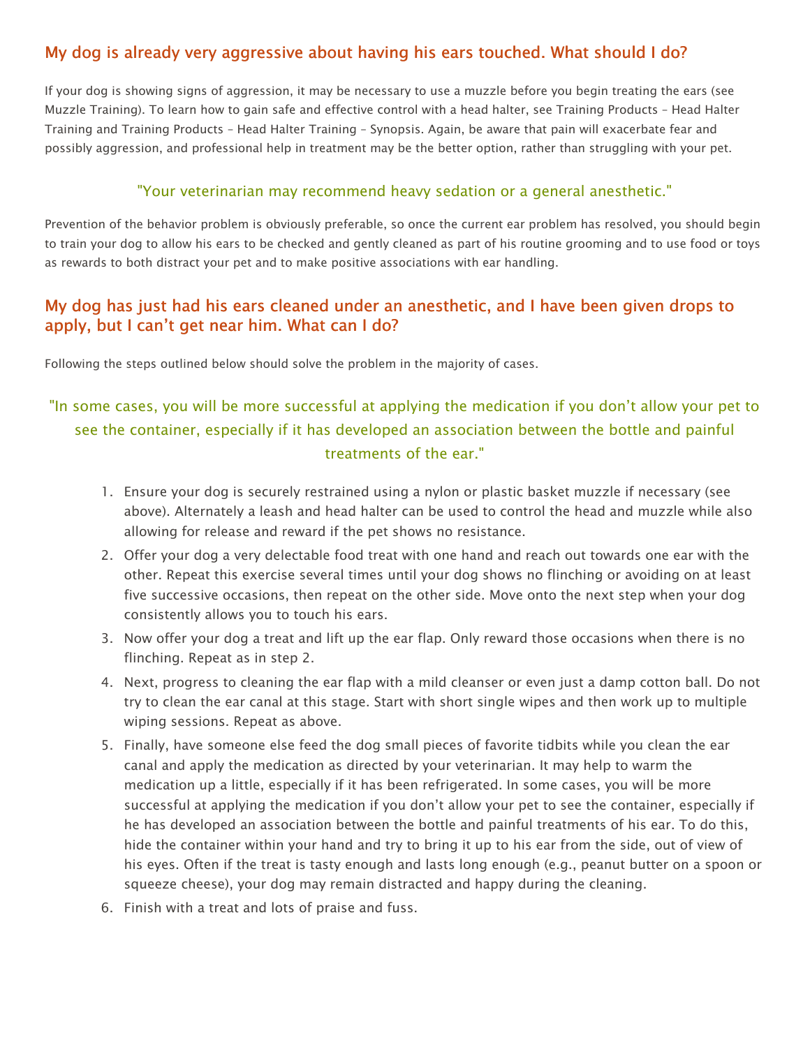## My dog is already very aggressive about having his ears touched. What should I do?

If your dog is showing signs of aggression, it may be necessary to use a muzzle before you begin treating the ears (see Muzzle Training). To learn how to gain safe and effective control with a head halter, see Training Products – Head Halter Training and Training Products – Head Halter Training – Synopsis. Again, be aware that pain will exacerbate fear and possibly aggression, and professional help in treatment may be the better option, rather than struggling with your pet.

> "Your veterinarian may recommend heavy sedation or a general anesthetic."

Prevention of the behavior problem is obviously preferable, so once the current ear problem has resolved, you should begin to train your dog to allow his ears to be checked and gently cleaned as part of his routine grooming and to use food or toys as rewards to both distract your pet and to make positive associations with ear handling.

## My dog has just had his ears cleaned under an anesthetic, and I have been given drops to apply, but I can't get near him. What can I do?

Following the steps outlined below should solve the problem in the majority of cases.

> "In some cases, you will be more successful at applying the medication if you don't allow your pet to see the container, especially if it has developed an association between the bottle and painful treatments of the ear."

1. Ensure your dog is securely restrained using a nylon or plastic basket muzzle if necessary (see above). Alternately a leash and head halter can be used to control the head and muzzle while also allowing for release and reward if the pet shows no resistance.
2. Offer your dog a very delectable food treat with one hand and reach out towards one ear with the other. Repeat this exercise several times until your dog shows no flinching or avoiding on at least five successive occasions, then repeat on the other side. Move onto the next step when your dog consistently allows you to touch his ears.
3. Now offer your dog a treat and lift up the ear flap. Only reward those occasions when there is no flinching. Repeat as in step 2.
4. Next, progress to cleaning the ear flap with a mild cleanser or even just a damp cotton ball. Do not try to clean the ear canal at this stage. Start with short single wipes and then work up to multiple wiping sessions. Repeat as above.
5. Finally, have someone else feed the dog small pieces of favorite tidbits while you clean the ear canal and apply the medication as directed by your veterinarian. It may help to warm the medication up a little, especially if it has been refrigerated. In some cases, you will be more successful at applying the medication if you don't allow your pet to see the container, especially if he has developed an association between the bottle and painful treatments of his ear. To do this, hide the container within your hand and try to bring it up to his ear from the side, out of view of his eyes. Often if the treat is tasty enough and lasts long enough (e.g., peanut butter on a spoon or squeeze cheese), your dog may remain distracted and happy during the cleaning.
6. Finish with a treat and lots of praise and fuss.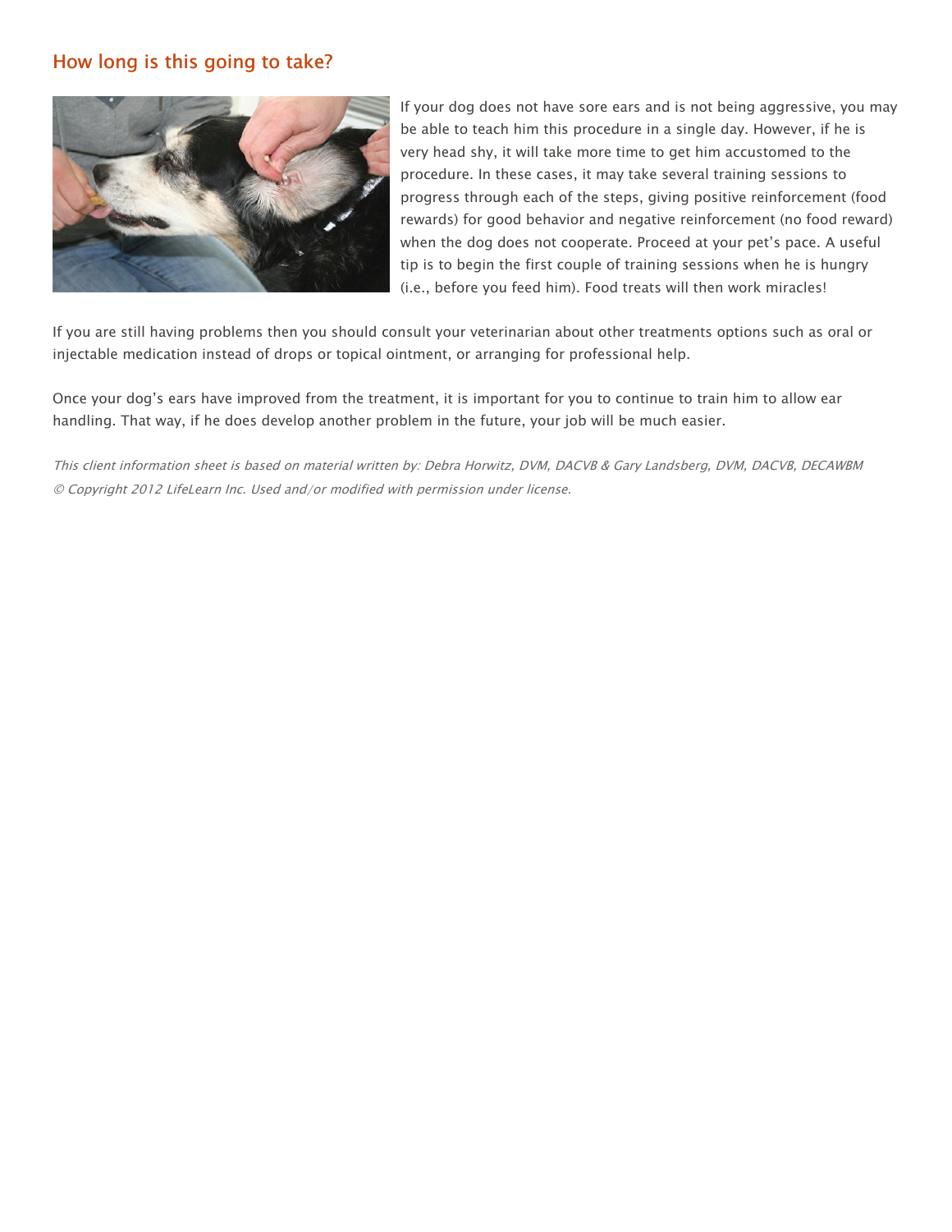## How long is this going to take?

If your dog does not have sore ears and is not being aggressive, you may be able to teach him this procedure in a single day. However, if he is very head shy, it will take more time to get him accustomed to the procedure. In these cases, it may take several training sessions to progress through each of the steps, giving positive reinforcement (food rewards) for good behavior and negative reinforcement (no food reward) when the dog does not cooperate. Proceed at your pet's pace. A useful tip is to begin the first couple of training sessions when he is hungry (i.e., before you feed him). Food treats will then work miracles!

If you are still having problems then you should consult your veterinarian about other treatments options such as oral or injectable medication instead of drops or topical ointment, or arranging for professional help.

Once your dog's ears have improved from the treatment, it is important for you to continue to train him to allow ear handling. That way, if he does develop another problem in the future, your job will be much easier.

*This client information sheet is based on material written by: Debra Horwitz, DVM, DACVB & Gary Landsberg, DVM, DACVB, DECAWBM*
*© Copyright 2012 LifeLearn Inc. Used and/or modified with permission under license.*